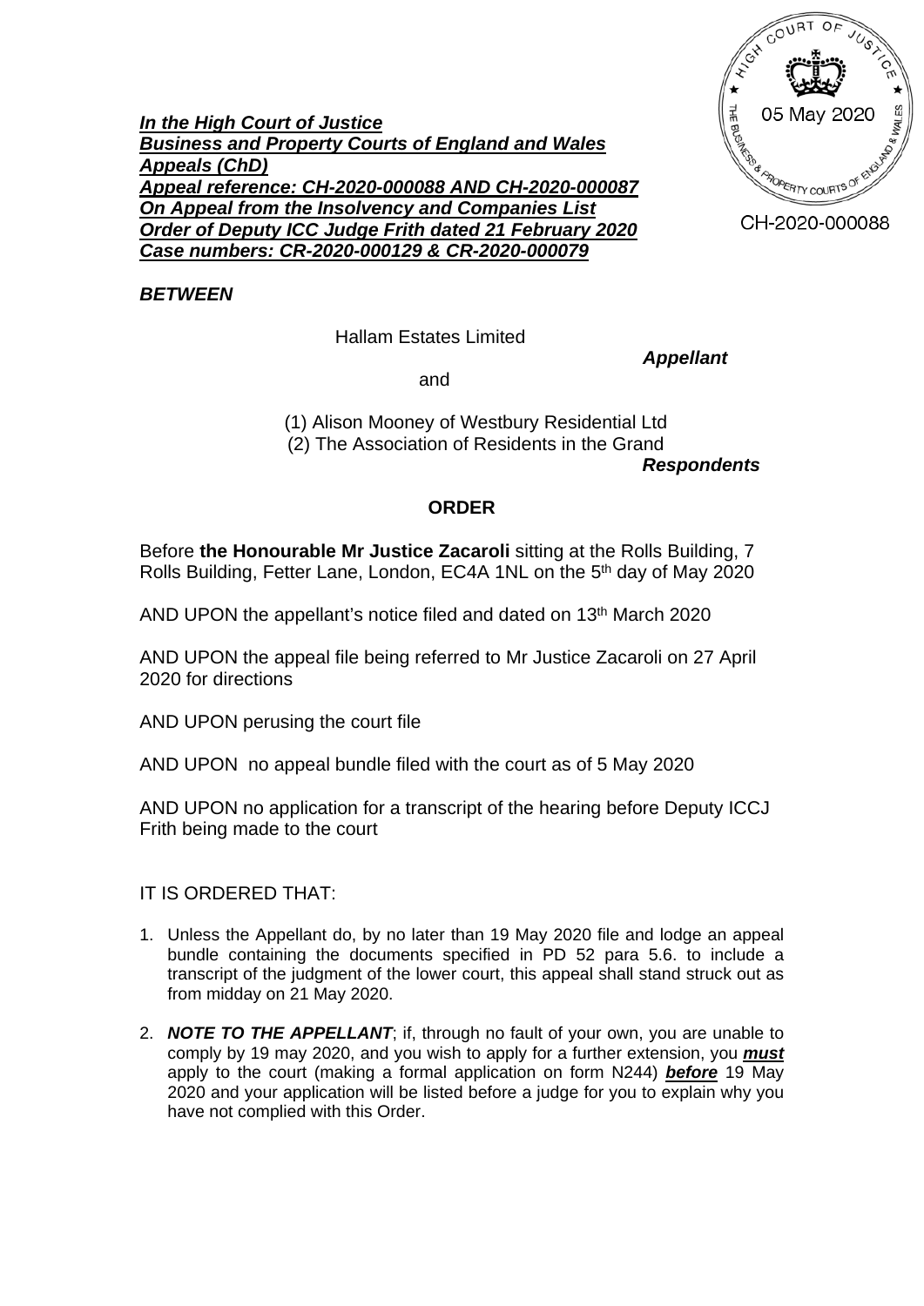05 May 2020

CH-2020-000088

***In the High Court of Justice***
***Business and Property Courts of England and Wales***
***Appeals (ChD)***
***Appeal reference: CH-2020-000088 AND CH-2020-000087***
***On Appeal from the Insolvency and Companies List***
***Order of Deputy ICC Judge Frith dated 21 February 2020***
***Case numbers: CR-2020-000129 & CR-2020-000079***

***BETWEEN***

Hallam Estates Limited

***Appellant***

and

(1) Alison Mooney of Westbury Residential Ltd
(2) The Association of Residents in the Grand

***Respondents***

**ORDER**

Before **the Honourable Mr Justice Zacaroli** sitting at the Rolls Building, 7 Rolls Building, Fetter Lane, London, EC4A 1NL on the 5th day of May 2020

AND UPON the appellant's notice filed and dated on 13th March 2020

AND UPON the appeal file being referred to Mr Justice Zacaroli on 27 April 2020 for directions

AND UPON perusing the court file

AND UPON no appeal bundle filed with the court as of 5 May 2020

AND UPON no application for a transcript of the hearing before Deputy ICCJ Frith being made to the court

IT IS ORDERED THAT:

1. Unless the Appellant do, by no later than 19 May 2020 file and lodge an appeal bundle containing the documents specified in PD 52 para 5.6. to include a transcript of the judgment of the lower court, this appeal shall stand struck out as from midday on 21 May 2020.

2. ***NOTE TO THE APPELLANT***; if, through no fault of your own, you are unable to comply by 19 may 2020, and you wish to apply for a further extension, you ***must*** apply to the court (making a formal application on form N244) ***before*** 19 May 2020 and your application will be listed before a judge for you to explain why you have not complied with this Order.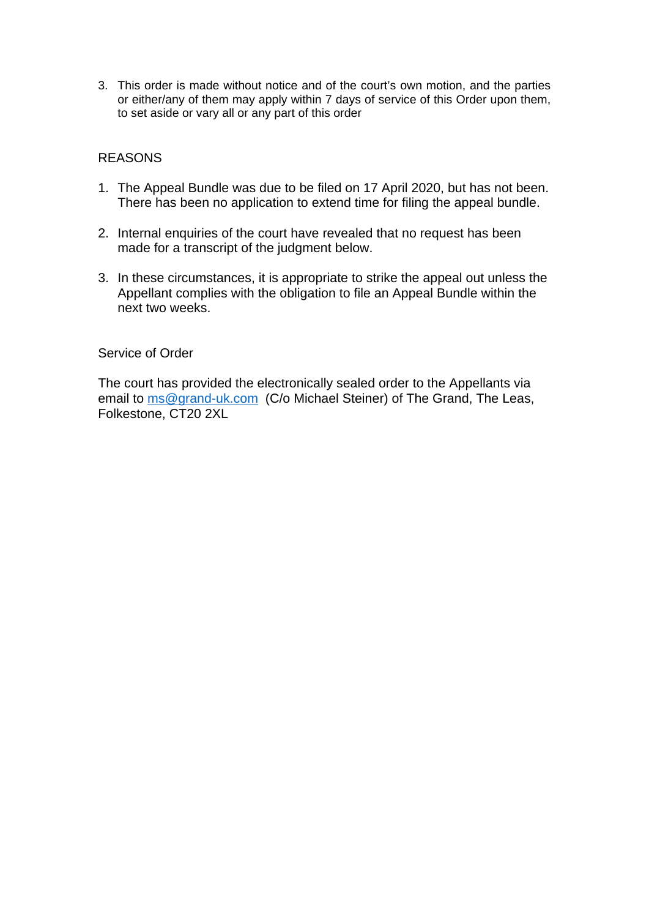3. This order is made without notice and of the court's own motion, and the parties or either/any of them may apply within 7 days of service of this Order upon them, to set aside or vary all or any part of this order

REASONS

1. The Appeal Bundle was due to be filed on 17 April 2020, but has not been. There has been no application to extend time for filing the appeal bundle.

2. Internal enquiries of the court have revealed that no request has been made for a transcript of the judgment below.

3. In these circumstances, it is appropriate to strike the appeal out unless the Appellant complies with the obligation to file an Appeal Bundle within the next two weeks.

Service of Order

The court has provided the electronically sealed order to the Appellants via email to ms@grand-uk.com (C/o Michael Steiner) of The Grand, The Leas, Folkestone, CT20 2XL